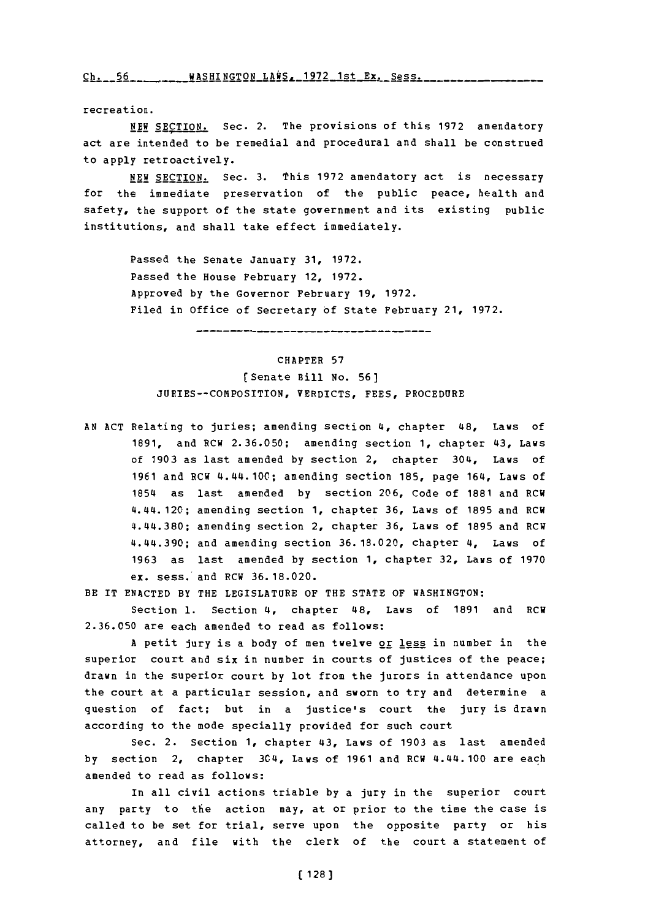recreation.

NEW SECTION. Sec. 2. The provisions of this 1972 amendatory act are intended to be remedial and procedural and shall be construed to apply retroactively.

NEW SECTION. Sec. 3. This 1972 amendatory act is necessary for the immediate preservation of the public peace, health and safety, the support of the state government and its existing public institutions, and shall take effect immediately.

Passed the Senate January 31, 1972.
Passed the House February 12, 1972.
Approved by the Governor February 19, 1972.
Filed in Office of Secretary of State February 21, 1972.

---

CHAPTER 57

[Senate Bill No. 56]

JURIES--COMPOSITION, VERDICTS, FEES, PROCEDURE

AN ACT Relating to juries; amending section 4, chapter 48, Laws of 1891, and RCW 2.36.050; amending section 1, chapter 43, Laws of 1903 as last amended by section 2, chapter 304, Laws of 1961 and RCW 4.44.100; amending section 185, page 164, Laws of 1854 as last amended by section 206, Code of 1881 and RCW 4.44.120; amending section 1, chapter 36, Laws of 1895 and RCW 4.44.380; amending section 2, chapter 36, Laws of 1895 and RCW 4.44.390; and amending section 36.18.020, chapter 4, Laws of 1963 as last amended by section 1, chapter 32, Laws of 1970 ex. sess. and RCW 36.18.020.

BE IT ENACTED BY THE LEGISLATURE OF THE STATE OF WASHINGTON:

Section 1. Section 4, chapter 48, Laws of 1891 and RCW 2.36.050 are each amended to read as follows:

A petit jury is a body of men twelve or less in number in the superior court and six in number in courts of justices of the peace; drawn in the superior court by lot from the jurors in attendance upon the court at a particular session, and sworn to try and determine a question of fact; but in a justice's court the jury is drawn according to the mode specially provided for such court

Sec. 2. Section 1, chapter 43, Laws of 1903 as last amended by section 2, chapter 304, Laws of 1961 and RCW 4.44.100 are each amended to read as follows:

In all civil actions triable by a jury in the superior court any party to the action may, at or prior to the time the case is called to be set for trial, serve upon the opposite party or his attorney, and file with the clerk of the court a statement of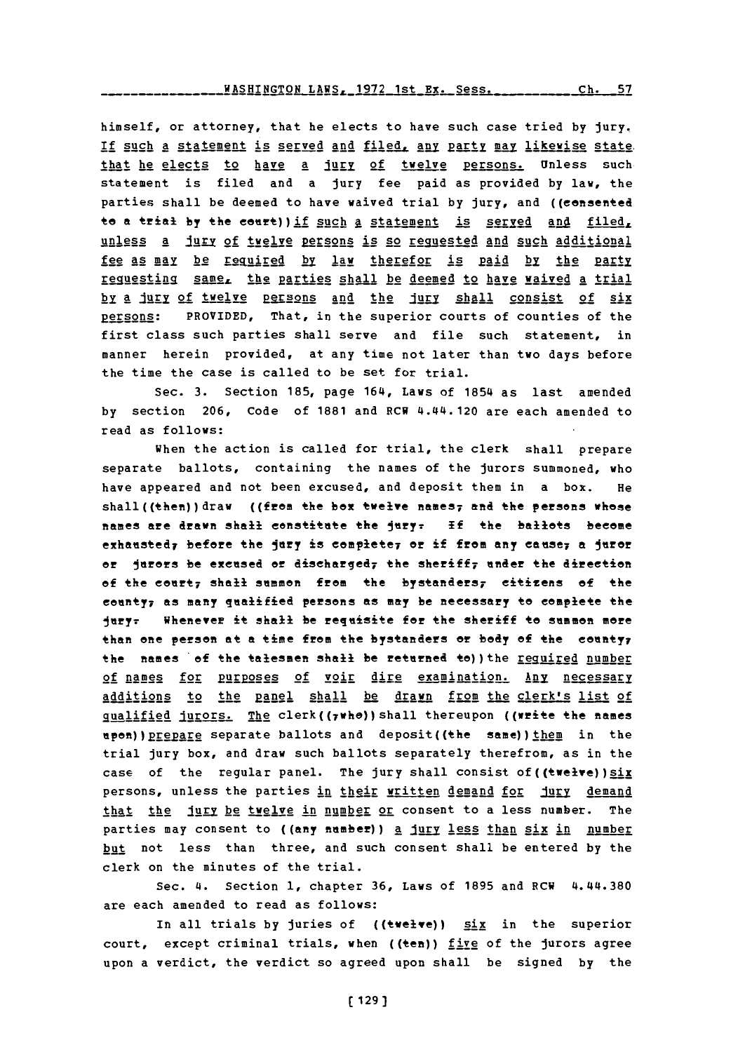himself, or attorney, that he elects to have such case tried by jury. If such a statement is served and filed, any party may likewise state that he elects to have a jury of twelve persons. Unless such statement is filed and a jury fee paid as provided by law, the parties shall be deemed to have waived trial by jury, and ((consented to a trial by the court)) if such a statement is served and filed, unless a jury of twelve persons is so requested and such additional fee as may be required by law therefor is paid by the party requesting same, the parties shall be deemed to have waived a trial by a jury of twelve persons and the jury shall consist of six persons: PROVIDED, That, in the superior courts of counties of the first class such parties shall serve and file such statement, in manner herein provided, at any time not later than two days before the time the case is called to be set for trial.

Sec. 3. Section 185, page 164, Laws of 1854 as last amended by section 206, Code of 1881 and RCW 4.44.120 are each amended to read as follows:

When the action is called for trial, the clerk shall prepare separate ballots, containing the names of the jurors summoned, who have appeared and not been excused, and deposit them in a box. He shall((then)) draw ((from the box twelve names, and the persons whose names are drawn shall constitute the jury. If the ballots become exhausted, before the jury is complete, or if from any cause, a juror or jurors be excused or discharged, the sheriff, under the direction of the court, shall summon from the bystanders, citizens of the county, as many qualified persons as may be necessary to complete the jury. Whenever it shall be requisite for the sheriff to summon more than one person at a time from the bystanders or body of the county, the names of the talesmen shall be returned to)) the required number of names for purposes of voir dire examination. Any necessary additions to the panel shall be drawn from the clerk's list of qualified jurors. The clerk((, who)) shall thereupon ((write the names upon)) prepare separate ballots and deposit((the same)) them in the trial jury box, and draw such ballots separately therefrom, as in the case of the regular panel. The jury shall consist of((twelve)) six persons, unless the parties in their written demand for jury demand that the jury be twelve in number or consent to a less number. The parties may consent to ((any number)) a jury less than six in number but not less than three, and such consent shall be entered by the clerk on the minutes of the trial.

Sec. 4. Section 1, chapter 36, Laws of 1895 and RCW 4.44.380 are each amended to read as follows:

In all trials by juries of ((twelve)) six in the superior court, except criminal trials, when ((ten)) five of the jurors agree upon a verdict, the verdict so agreed upon shall be signed by the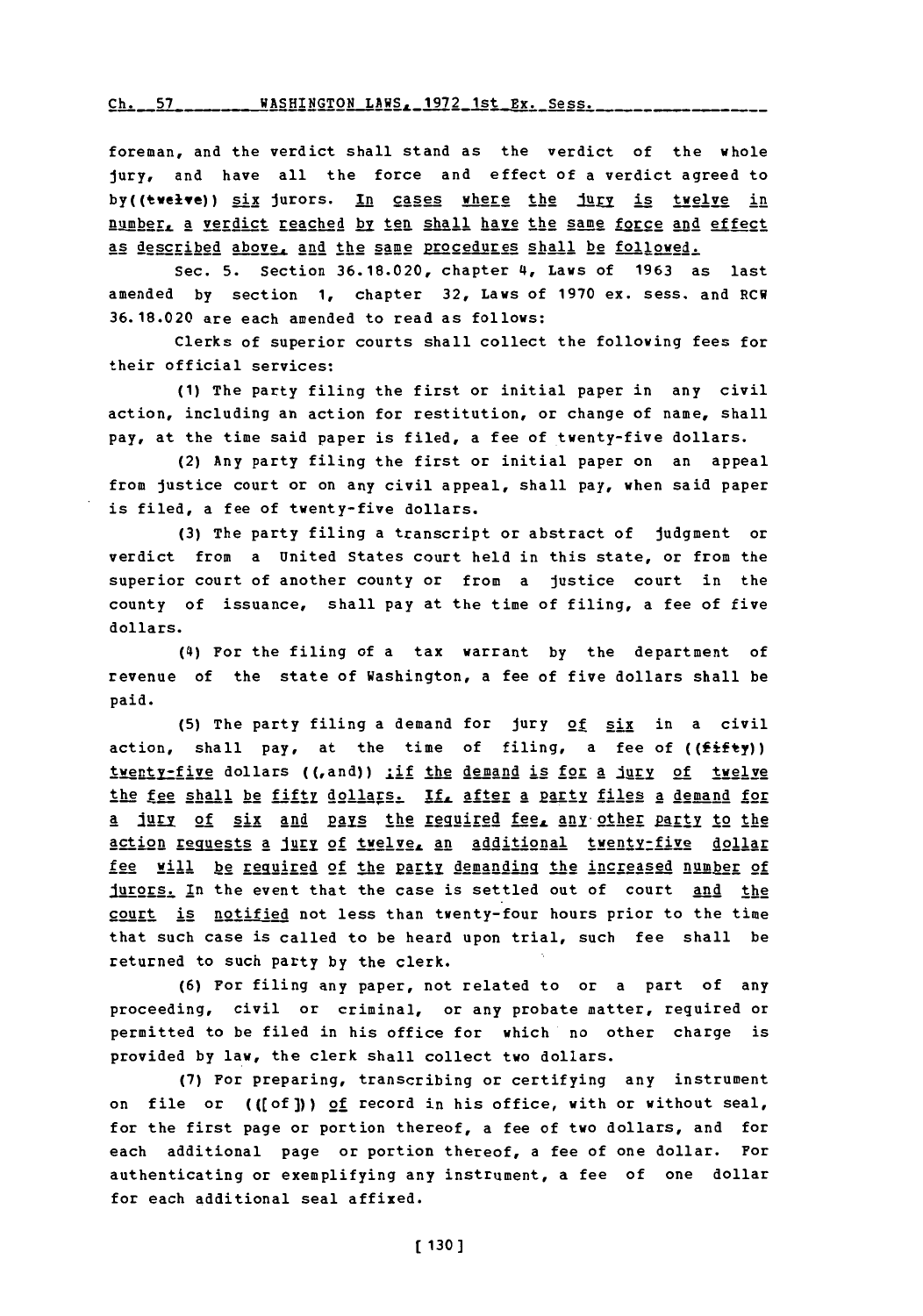foreman, and the verdict shall stand as the verdict of the whole jury, and have all the force and effect of a verdict agreed to by((twelve)) six jurors. In cases where the jury is twelve in number, a verdict reached by ten shall have the same force and effect as described above, and the same procedures shall be followed.

Sec. 5. Section 36.18.020, chapter 4, Laws of 1963 as last amended by section 1, chapter 32, Laws of 1970 ex. sess. and RCW 36.18.020 are each amended to read as follows:

Clerks of superior courts shall collect the following fees for their official services:

(1) The party filing the first or initial paper in any civil action, including an action for restitution, or change of name, shall pay, at the time said paper is filed, a fee of twenty-five dollars.

(2) Any party filing the first or initial paper on an appeal from justice court or on any civil appeal, shall pay, when said paper is filed, a fee of twenty-five dollars.

(3) The party filing a transcript or abstract of judgment or verdict from a United States court held in this state, or from the superior court of another county or from a justice court in the county of issuance, shall pay at the time of filing, a fee of five dollars.

(4) For the filing of a tax warrant by the department of revenue of the state of Washington, a fee of five dollars shall be paid.

(5) The party filing a demand for jury of six in a civil action, shall pay, at the time of filing, a fee of ((fifty)) twenty-five dollars ((,and)) ;if the demand is for a jury of twelve the fee shall be fifty dollars. If, after a party files a demand for a jury of six and pays the required fee, any other party to the action requests a jury of twelve, an additional twenty-five dollar fee will be required of the party demanding the increased number of jurors. In the event that the case is settled out of court and the court is notified not less than twenty-four hours prior to the time that such case is called to be heard upon trial, such fee shall be returned to such party by the clerk.

(6) For filing any paper, not related to or a part of any proceeding, civil or criminal, or any probate matter, required or permitted to be filed in his office for which no other charge is provided by law, the clerk shall collect two dollars.

(7) For preparing, transcribing or certifying any instrument on file or (([of])) of record in his office, with or without seal, for the first page or portion thereof, a fee of two dollars, and for each additional page or portion thereof, a fee of one dollar. For authenticating or exemplifying any instrument, a fee of one dollar for each additional seal affixed.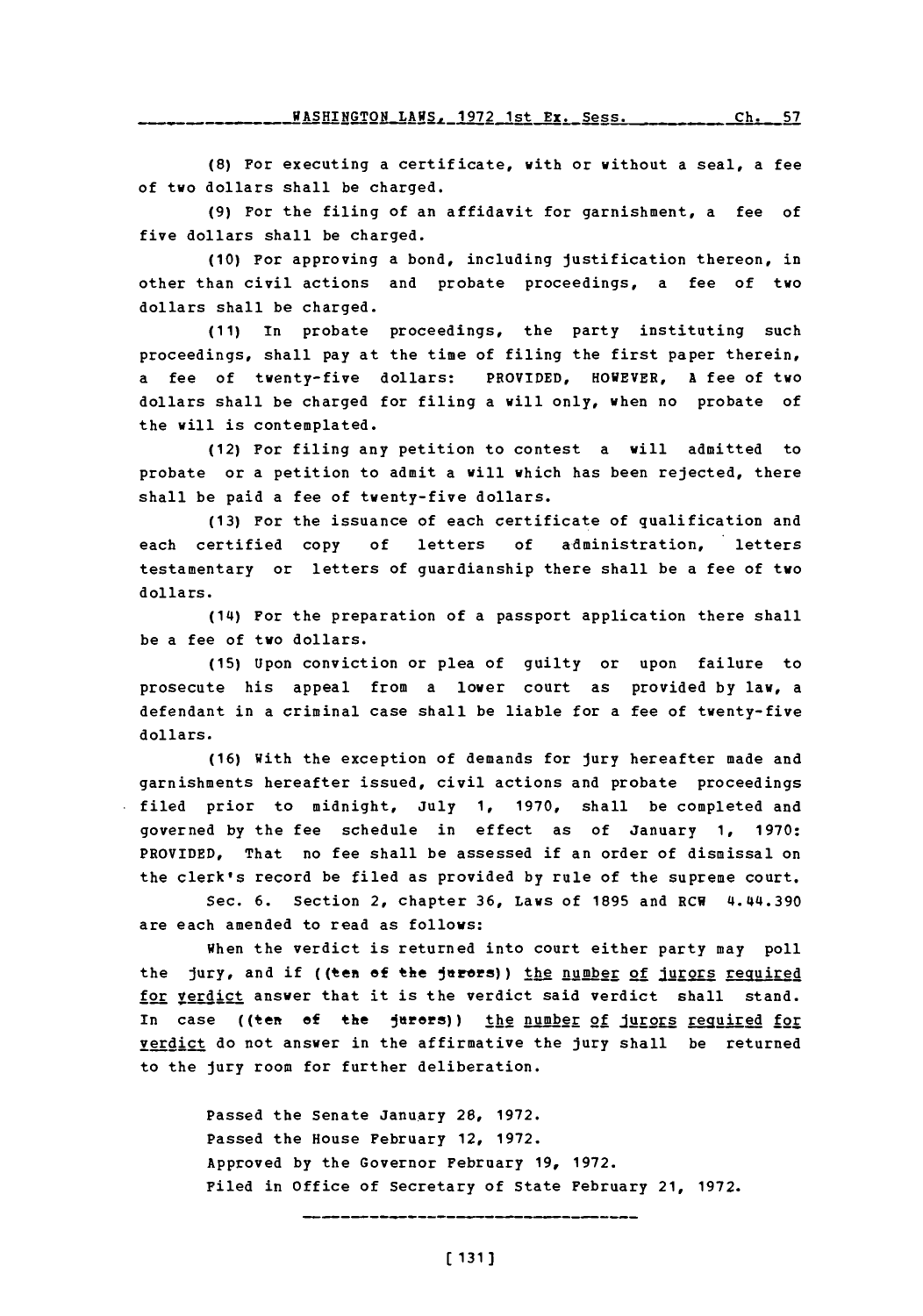(8) For executing a certificate, with or without a seal, a fee of two dollars shall be charged.

(9) For the filing of an affidavit for garnishment, a fee of five dollars shall be charged.

(10) For approving a bond, including justification thereon, in other than civil actions and probate proceedings, a fee of two dollars shall be charged.

(11) In probate proceedings, the party instituting such proceedings, shall pay at the time of filing the first paper therein, a fee of twenty-five dollars: PROVIDED, HOWEVER, A fee of two dollars shall be charged for filing a will only, when no probate of the will is contemplated.

(12) For filing any petition to contest a will admitted to probate or a petition to admit a will which has been rejected, there shall be paid a fee of twenty-five dollars.

(13) For the issuance of each certificate of qualification and each certified copy of letters of administration, letters testamentary or letters of guardianship there shall be a fee of two dollars.

(14) For the preparation of a passport application there shall be a fee of two dollars.

(15) Upon conviction or plea of guilty or upon failure to prosecute his appeal from a lower court as provided by law, a defendant in a criminal case shall be liable for a fee of twenty-five dollars.

(16) With the exception of demands for jury hereafter made and garnishments hereafter issued, civil actions and probate proceedings filed prior to midnight, July 1, 1970, shall be completed and governed by the fee schedule in effect as of January 1, 1970: PROVIDED, That no fee shall be assessed if an order of dismissal on the clerk's record be filed as provided by rule of the supreme court.

Sec. 6. Section 2, chapter 36, Laws of 1895 and RCW 4.44.390 are each amended to read as follows:

When the verdict is returned into court either party may poll the jury, and if ((~~ten of the jurors~~)) the number of jurors required for verdict answer that it is the verdict said verdict shall stand. In case ((~~ten of the jurors~~)) the number of jurors required for verdict do not answer in the affirmative the jury shall be returned to the jury room for further deliberation.

Passed the Senate January 28, 1972.
Passed the House February 12, 1972.
Approved by the Governor February 19, 1972.
Filed in Office of Secretary of State February 21, 1972.